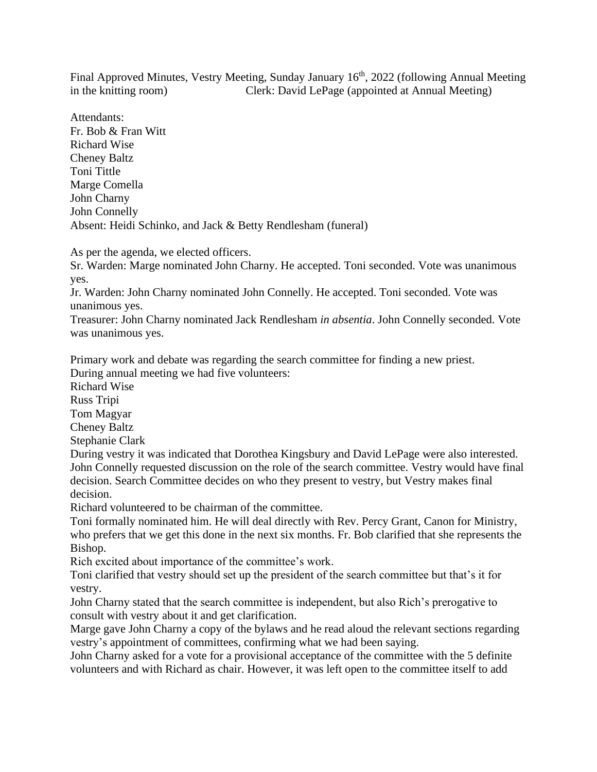Final Approved Minutes, Vestry Meeting, Sunday January 16th, 2022 (following Annual Meeting in the knitting room) Clerk: David LePage (appointed at Annual Meeting)

Attendants:
Fr. Bob & Fran Witt
Richard Wise
Cheney Baltz
Toni Tittle
Marge Comella
John Charny
John Connelly
Absent: Heidi Schinko, and Jack & Betty Rendlesham (funeral)

As per the agenda, we elected officers.
Sr. Warden: Marge nominated John Charny. He accepted. Toni seconded. Vote was unanimous yes.
Jr. Warden: John Charny nominated John Connelly. He accepted. Toni seconded. Vote was unanimous yes.
Treasurer: John Charny nominated Jack Rendlesham *in absentia*. John Connelly seconded. Vote was unanimous yes.

Primary work and debate was regarding the search committee for finding a new priest.
During annual meeting we had five volunteers:
Richard Wise
Russ Tripi
Tom Magyar
Cheney Baltz
Stephanie Clark
During vestry it was indicated that Dorothea Kingsbury and David LePage were also interested.
John Connelly requested discussion on the role of the search committee. Vestry would have final decision. Search Committee decides on who they present to vestry, but Vestry makes final decision.
Richard volunteered to be chairman of the committee.
Toni formally nominated him. He will deal directly with Rev. Percy Grant, Canon for Ministry, who prefers that we get this done in the next six months. Fr. Bob clarified that she represents the Bishop.
Rich excited about importance of the committee's work.
Toni clarified that vestry should set up the president of the search committee but that's it for vestry.
John Charny stated that the search committee is independent, but also Rich's prerogative to consult with vestry about it and get clarification.
Marge gave John Charny a copy of the bylaws and he read aloud the relevant sections regarding vestry's appointment of committees, confirming what we had been saying.
John Charny asked for a vote for a provisional acceptance of the committee with the 5 definite volunteers and with Richard as chair. However, it was left open to the committee itself to add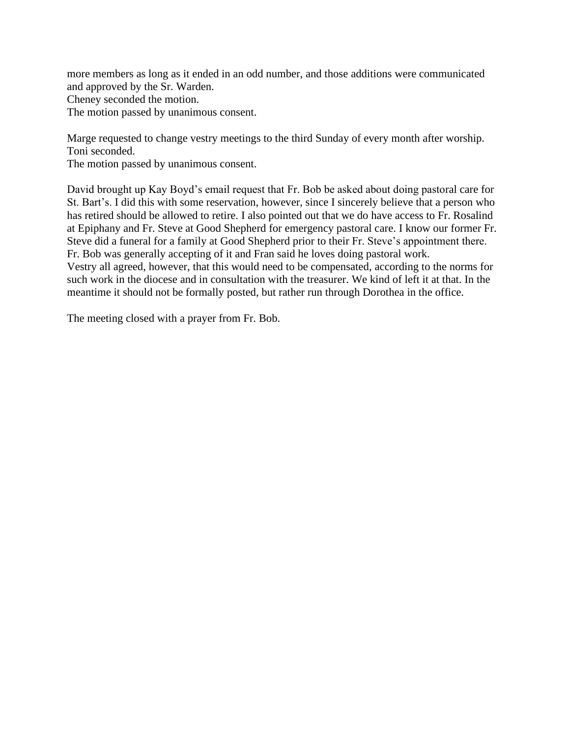more members as long as it ended in an odd number, and those additions were communicated and approved by the Sr. Warden.
Cheney seconded the motion.
The motion passed by unanimous consent.

Marge requested to change vestry meetings to the third Sunday of every month after worship.
Toni seconded.
The motion passed by unanimous consent.

David brought up Kay Boyd's email request that Fr. Bob be asked about doing pastoral care for St. Bart's. I did this with some reservation, however, since I sincerely believe that a person who has retired should be allowed to retire. I also pointed out that we do have access to Fr. Rosalind at Epiphany and Fr. Steve at Good Shepherd for emergency pastoral care. I know our former Fr. Steve did a funeral for a family at Good Shepherd prior to their Fr. Steve's appointment there. Fr. Bob was generally accepting of it and Fran said he loves doing pastoral work.
Vestry all agreed, however, that this would need to be compensated, according to the norms for such work in the diocese and in consultation with the treasurer. We kind of left it at that. In the meantime it should not be formally posted, but rather run through Dorothea in the office.

The meeting closed with a prayer from Fr. Bob.